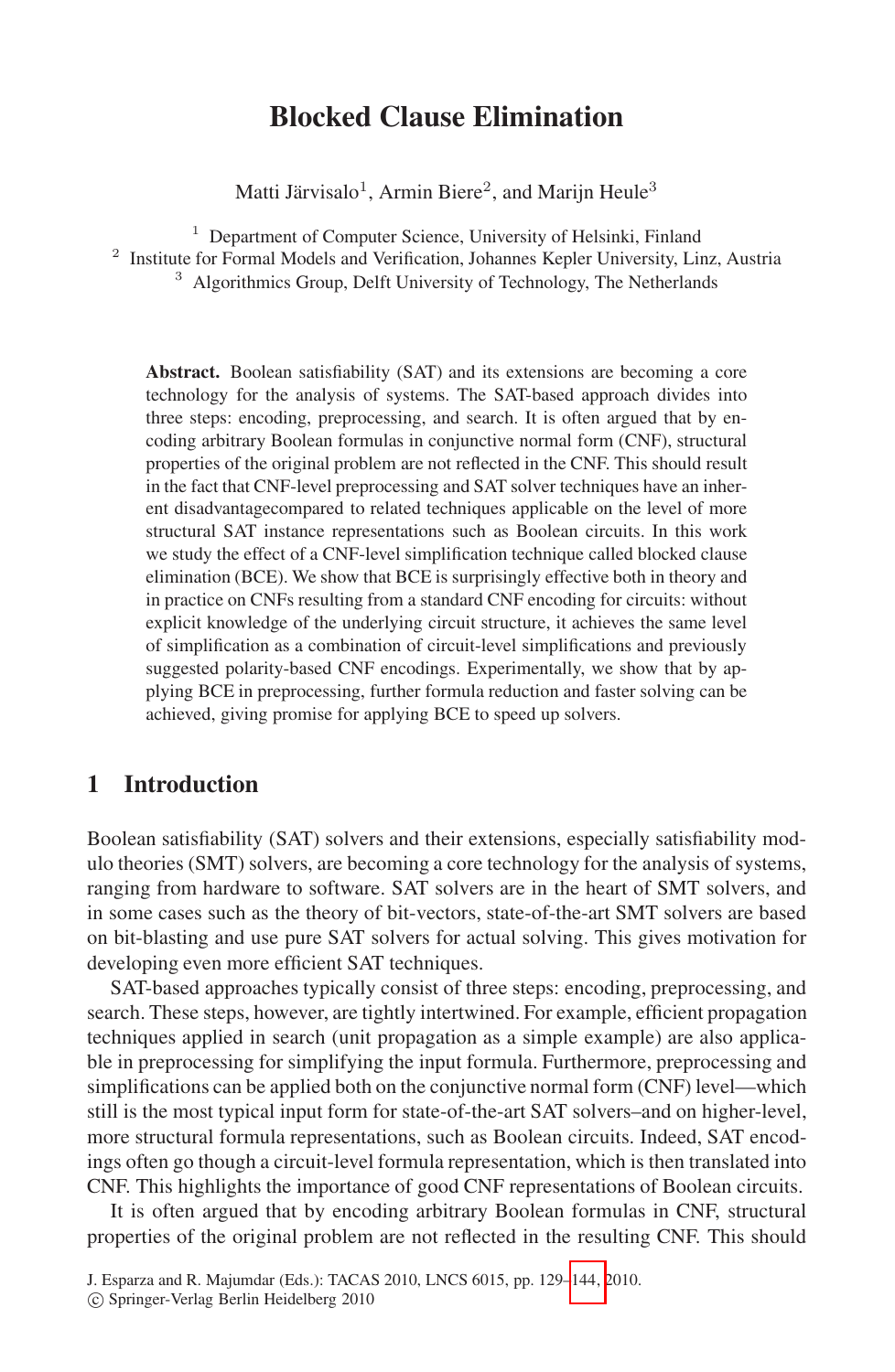# Blocked Clause Elimination

Matti Järvisalo[1], Armin Biere[2], and Marijn Heule[3]

[1] Department of Computer Science, University of Helsinki, Finland
[2] Institute for Formal Models and Verification, Johannes Kepler University, Linz, Austria
[3] Algorithmics Group, Delft University of Technology, The Netherlands

**Abstract.** Boolean satisfiability (SAT) and its extensions are becoming a core technology for the analysis of systems. The SAT-based approach divides into three steps: encoding, preprocessing, and search. It is often argued that by encoding arbitrary Boolean formulas in conjunctive normal form (CNF), structural properties of the original problem are not reflected in the CNF. This should result in the fact that CNF-level preprocessing and SAT solver techniques have an inherent disadvantagecompared to related techniques applicable on the level of more structural SAT instance representations such as Boolean circuits. In this work we study the effect of a CNF-level simplification technique called blocked clause elimination (BCE). We show that BCE is surprisingly effective both in theory and in practice on CNFs resulting from a standard CNF encoding for circuits: without explicit knowledge of the underlying circuit structure, it achieves the same level of simplification as a combination of circuit-level simplifications and previously suggested polarity-based CNF encodings. Experimentally, we show that by applying BCE in preprocessing, further formula reduction and faster solving can be achieved, giving promise for applying BCE to speed up solvers.

## 1 Introduction

Boolean satisfiability (SAT) solvers and their extensions, especially satisfiability modulo theories (SMT) solvers, are becoming a core technology for the analysis of systems, ranging from hardware to software. SAT solvers are in the heart of SMT solvers, and in some cases such as the theory of bit-vectors, state-of-the-art SMT solvers are based on bit-blasting and use pure SAT solvers for actual solving. This gives motivation for developing even more efficient SAT techniques.

SAT-based approaches typically consist of three steps: encoding, preprocessing, and search. These steps, however, are tightly intertwined. For example, efficient propagation techniques applied in search (unit propagation as a simple example) are also applicable in preprocessing for simplifying the input formula. Furthermore, preprocessing and simplifications can be applied both on the conjunctive normal form (CNF) level—which still is the most typical input form for state-of-the-art SAT solvers–and on higher-level, more structural formula representations, such as Boolean circuits. Indeed, SAT encodings often go though a circuit-level formula representation, which is then translated into CNF. This highlights the importance of good CNF representations of Boolean circuits.

It is often argued that by encoding arbitrary Boolean formulas in CNF, structural properties of the original problem are not reflected in the resulting CNF. This should

J. Esparza and R. Majumdar (Eds.): TACAS 2010, LNCS 6015, pp. 129–144, 2010.
© Springer-Verlag Berlin Heidelberg 2010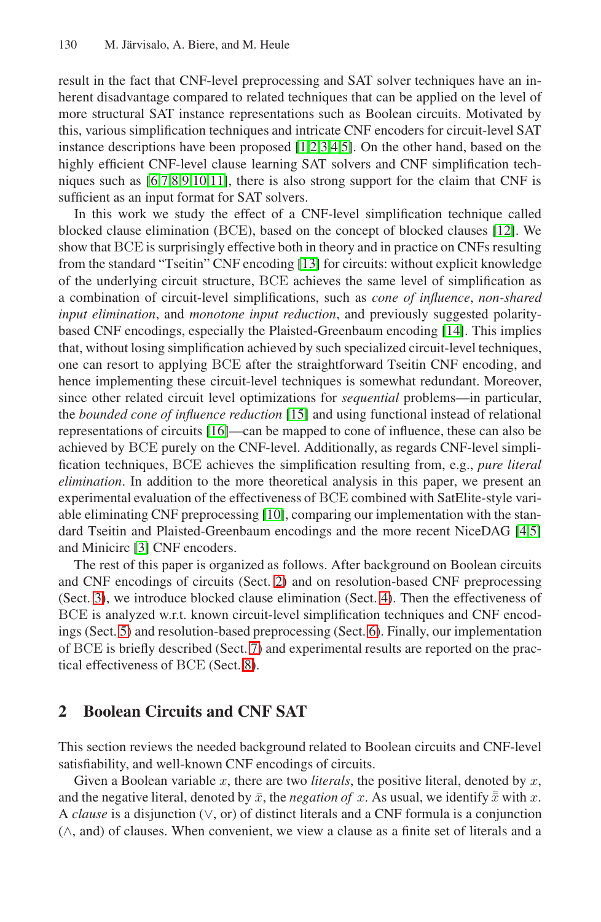result in the fact that CNF-level preprocessing and SAT solver techniques have an inherent disadvantage compared to related techniques that can be applied on the level of more structural SAT instance representations such as Boolean circuits. Motivated by this, various simplification techniques and intricate CNF encoders for circuit-level SAT instance descriptions have been proposed [1,2,3,4,5]. On the other hand, based on the highly efficient CNF-level clause learning SAT solvers and CNF simplification techniques such as [6,7,8,9,10,11], there is also strong support for the claim that CNF is sufficient as an input format for SAT solvers.

In this work we study the effect of a CNF-level simplification technique called blocked clause elimination (BCE), based on the concept of blocked clauses [12]. We show that BCE is surprisingly effective both in theory and in practice on CNFs resulting from the standard "Tseitin" CNF encoding [13] for circuits: without explicit knowledge of the underlying circuit structure, BCE achieves the same level of simplification as a combination of circuit-level simplifications, such as *cone of influence*, *non-shared input elimination*, and *monotone input reduction*, and previously suggested polarity-based CNF encodings, especially the Plaisted-Greenbaum encoding [14]. This implies that, without losing simplification achieved by such specialized circuit-level techniques, one can resort to applying BCE after the straightforward Tseitin CNF encoding, and hence implementing these circuit-level techniques is somewhat redundant. Moreover, since other related circuit level optimizations for *sequential* problems—in particular, the *bounded cone of influence reduction* [15] and using functional instead of relational representations of circuits [16]—can be mapped to cone of influence, these can also be achieved by BCE purely on the CNF-level. Additionally, as regards CNF-level simplification techniques, BCE achieves the simplification resulting from, e.g., *pure literal elimination*. In addition to the more theoretical analysis in this paper, we present an experimental evaluation of the effectiveness of BCE combined with SatElite-style variable eliminating CNF preprocessing [10], comparing our implementation with the standard Tseitin and Plaisted-Greenbaum encodings and the more recent NiceDAG [4,5] and Minicirc [3] CNF encoders.

The rest of this paper is organized as follows. After background on Boolean circuits and CNF encodings of circuits (Sect. 2) and on resolution-based CNF preprocessing (Sect. 3), we introduce blocked clause elimination (Sect. 4). Then the effectiveness of BCE is analyzed w.r.t. known circuit-level simplification techniques and CNF encodings (Sect. 5) and resolution-based preprocessing (Sect. 6). Finally, our implementation of BCE is briefly described (Sect. 7) and experimental results are reported on the practical effectiveness of BCE (Sect. 8).

## 2 Boolean Circuits and CNF SAT

This section reviews the needed background related to Boolean circuits and CNF-level satisfiability, and well-known CNF encodings of circuits.

Given a Boolean variable $x$, there are two *literals*, the positive literal, denoted by $x$, and the negative literal, denoted by $\bar{x}$, the *negation of* $x$. As usual, we identify $\bar{\bar{x}}$ with $x$. A *clause* is a disjunction ($\vee$, or) of distinct literals and a CNF formula is a conjunction ($\wedge$, and) of clauses. When convenient, we view a clause as a finite set of literals and a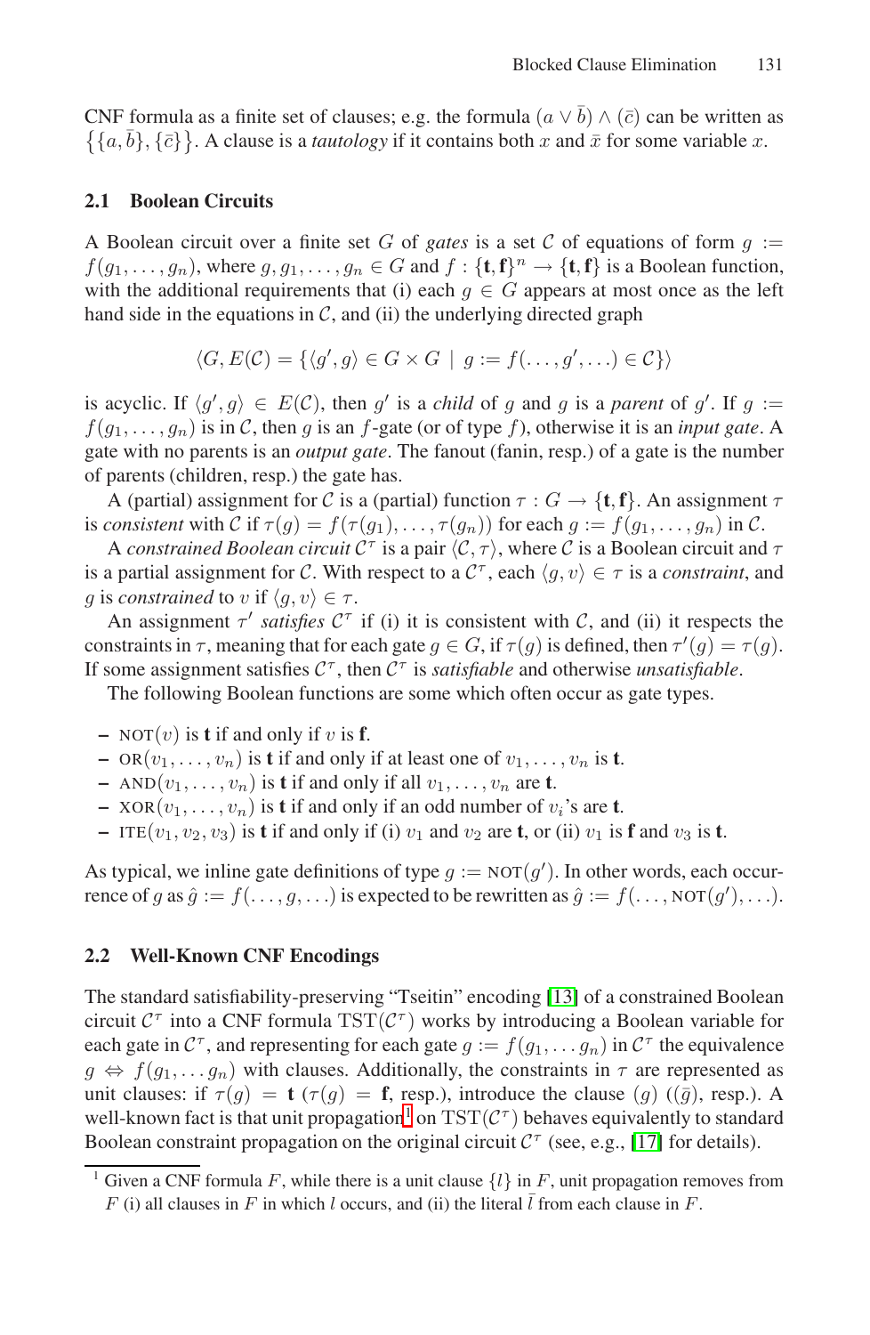CNF formula as a finite set of clauses; e.g. the formula $(a \vee \bar{b}) \wedge (\bar{c})$ can be written as $\{\{a, \bar{b}\}, \{\bar{c}\}\}$. A clause is a *tautology* if it contains both $x$ and $\bar{x}$ for some variable $x$.

### 2.1 Boolean Circuits

A Boolean circuit over a finite set $G$ of *gates* is a set $\mathcal{C}$ of equations of form $g := f(g_1, \ldots, g_n)$, where $g, g_1, \ldots, g_n \in G$ and $f : \{\mathbf{t}, \mathbf{f}\}^n \to \{\mathbf{t}, \mathbf{f}\}$ is a Boolean function, with the additional requirements that (i) each $g \in G$ appears at most once as the left hand side in the equations in $\mathcal{C}$, and (ii) the underlying directed graph

$$\langle G, E(\mathcal{C}) = \{\langle g', g \rangle \in G \times G \mid g := f(\ldots, g', \ldots) \in \mathcal{C}\}\rangle$$

is acyclic. If $\langle g', g \rangle \in E(\mathcal{C})$, then $g'$ is a *child* of $g$ and $g$ is a *parent* of $g'$. If $g := f(g_1, \ldots, g_n)$ is in $\mathcal{C}$, then $g$ is an $f$-gate (or of type $f$), otherwise it is an *input gate*. A gate with no parents is an *output gate*. The fanout (fanin, resp.) of a gate is the number of parents (children, resp.) the gate has.

A (partial) assignment for $\mathcal{C}$ is a (partial) function $\tau : G \to \{\mathbf{t}, \mathbf{f}\}$. An assignment $\tau$ is *consistent* with $\mathcal{C}$ if $\tau(g) = f(\tau(g_1), \ldots, \tau(g_n))$ for each $g := f(g_1, \ldots, g_n)$ in $\mathcal{C}$.

A *constrained Boolean circuit* $\mathcal{C}^\tau$ is a pair $\langle \mathcal{C}, \tau \rangle$, where $\mathcal{C}$ is a Boolean circuit and $\tau$ is a partial assignment for $\mathcal{C}$. With respect to a $\mathcal{C}^\tau$, each $\langle g, v \rangle \in \tau$ is a *constraint*, and $g$ is *constrained* to $v$ if $\langle g, v \rangle \in \tau$.

An assignment $\tau'$ *satisfies* $\mathcal{C}^\tau$ if (i) it is consistent with $\mathcal{C}$, and (ii) it respects the constraints in $\tau$, meaning that for each gate $g \in G$, if $\tau(g)$ is defined, then $\tau'(g) = \tau(g)$. If some assignment satisfies $\mathcal{C}^\tau$, then $\mathcal{C}^\tau$ is *satisfiable* and otherwise *unsatisfiable*.

The following Boolean functions are some which often occur as gate types.

- $\text{NOT}(v)$ is $\mathbf{t}$ if and only if $v$ is $\mathbf{f}$.
- $\text{OR}(v_1, \ldots, v_n)$ is $\mathbf{t}$ if and only if at least one of $v_1, \ldots, v_n$ is $\mathbf{t}$.
- $\text{AND}(v_1, \ldots, v_n)$ is $\mathbf{t}$ if and only if all $v_1, \ldots, v_n$ are $\mathbf{t}$.
- $\text{XOR}(v_1, \ldots, v_n)$ is $\mathbf{t}$ if and only if an odd number of $v_i$'s are $\mathbf{t}$.
- $\text{ITE}(v_1, v_2, v_3)$ is $\mathbf{t}$ if and only if (i) $v_1$ and $v_2$ are $\mathbf{t}$, or (ii) $v_1$ is $\mathbf{f}$ and $v_3$ is $\mathbf{t}$.

As typical, we inline gate definitions of type $g := \text{NOT}(g')$. In other words, each occurrence of $g$ as $\hat{g} := f(\ldots, g, \ldots)$ is expected to be rewritten as $\hat{g} := f(\ldots, \text{NOT}(g'), \ldots)$.

### 2.2 Well-Known CNF Encodings

The standard satisfiability-preserving "Tseitin" encoding [13] of a constrained Boolean circuit $\mathcal{C}^\tau$ into a CNF formula $\text{TST}(\mathcal{C}^\tau)$ works by introducing a Boolean variable for each gate in $\mathcal{C}^\tau$, and representing for each gate $g := f(g_1, \ldots g_n)$ in $\mathcal{C}^\tau$ the equivalence $g \Leftrightarrow f(g_1, \ldots g_n)$ with clauses. Additionally, the constraints in $\tau$ are represented as unit clauses: if $\tau(g) = \mathbf{t}$ ($\tau(g) = \mathbf{f}$, resp.), introduce the clause $(g)$ ($(\bar{g})$, resp.). A well-known fact is that unit propagation[1] on $\text{TST}(\mathcal{C}^\tau)$ behaves equivalently to standard Boolean constraint propagation on the original circuit $\mathcal{C}^\tau$ (see, e.g., [17] for details).

[1] Given a CNF formula $F$, while there is a unit clause $\{l\}$ in $F$, unit propagation removes from $F$ (i) all clauses in $F$ in which $l$ occurs, and (ii) the literal $\bar{l}$ from each clause in $F$.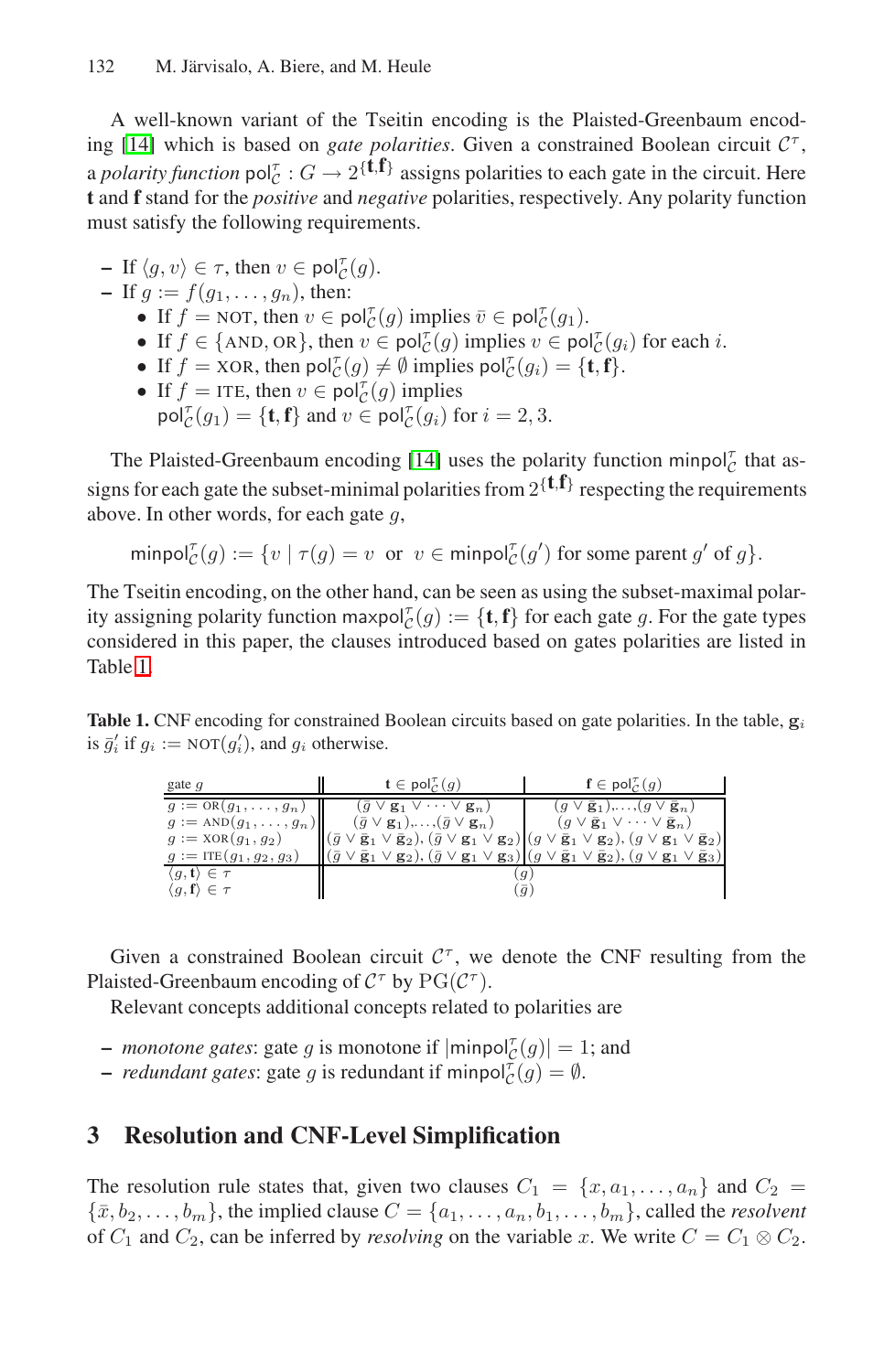A well-known variant of the Tseitin encoding is the Plaisted-Greenbaum encoding [14] which is based on *gate polarities*. Given a constrained Boolean circuit $\mathcal{C}^\tau$, a *polarity function* $\mathsf{pol}_{\mathcal{C}}^{\tau} : G \to 2^{\{\mathbf{t},\mathbf{f}\}}$ assigns polarities to each gate in the circuit. Here $\mathbf{t}$ and $\mathbf{f}$ stand for the *positive* and *negative* polarities, respectively. Any polarity function must satisfy the following requirements.

- If $\langle g, v\rangle \in \tau$, then $v \in \mathsf{pol}_{\mathcal{C}}^{\tau}(g)$.
- If $g := f(g_1, \ldots, g_n)$, then:
  - If $f = \text{NOT}$, then $v \in \mathsf{pol}_{\mathcal{C}}^{\tau}(g)$ implies $\bar{v} \in \mathsf{pol}_{\mathcal{C}}^{\tau}(g_1)$.
  - If $f \in \{\text{AND}, \text{OR}\}$, then $v \in \mathsf{pol}_{\mathcal{C}}^{\tau}(g)$ implies $v \in \mathsf{pol}_{\mathcal{C}}^{\tau}(g_i)$ for each $i$.
  - If $f = \text{XOR}$, then $\mathsf{pol}_{\mathcal{C}}^{\tau}(g) \neq \emptyset$ implies $\mathsf{pol}_{\mathcal{C}}^{\tau}(g_i) = \{\mathbf{t}, \mathbf{f}\}$.
  - If $f = \text{ITE}$, then $v \in \mathsf{pol}_{\mathcal{C}}^{\tau}(g)$ implies $\mathsf{pol}_{\mathcal{C}}^{\tau}(g_1) = \{\mathbf{t}, \mathbf{f}\}$ and $v \in \mathsf{pol}_{\mathcal{C}}^{\tau}(g_i)$ for $i = 2, 3$.

The Plaisted-Greenbaum encoding [14] uses the polarity function $\mathsf{minpol}_{\mathcal{C}}^{\tau}$ that assigns for each gate the subset-minimal polarities from $2^{\{\mathbf{t},\mathbf{f}\}}$ respecting the requirements above. In other words, for each gate $g$,

$$\mathsf{minpol}_{\mathcal{C}}^{\tau}(g) := \{v \mid \tau(g) = v \;\text{ or }\; v \in \mathsf{minpol}_{\mathcal{C}}^{\tau}(g') \text{ for some parent } g' \text{ of } g\}.$$

The Tseitin encoding, on the other hand, can be seen as using the subset-maximal polarity assigning polarity function $\mathsf{maxpol}_{\mathcal{C}}^{\tau}(g) := \{\mathbf{t}, \mathbf{f}\}$ for each gate $g$. For the gate types considered in this paper, the clauses introduced based on gates polarities are listed in Table 1.

**Table 1.** CNF encoding for constrained Boolean circuits based on gate polarities. In the table, $\mathbf{g}_i$ is $\bar{g}_i'$ if $g_i := \text{NOT}(g_i')$, and $g_i$ otherwise.

| gate $g$ | $\mathbf{t} \in \mathsf{pol}_{\mathcal{C}}^{\tau}(g)$ | $\mathbf{f} \in \mathsf{pol}_{\mathcal{C}}^{\tau}(g)$ |
|---|---|---|
| $g := \text{OR}(g_1, \ldots, g_n)$ | $(\bar{g} \vee \mathbf{g}_1 \vee \cdots \vee \mathbf{g}_n)$ | $(g \vee \bar{\mathbf{g}}_1), \ldots, (g \vee \bar{\mathbf{g}}_n)$ |
| $g := \text{AND}(g_1, \ldots, g_n)$ | $(\bar{g} \vee \mathbf{g}_1), \ldots, (\bar{g} \vee \mathbf{g}_n)$ | $(g \vee \bar{\mathbf{g}}_1 \vee \cdots \vee \bar{\mathbf{g}}_n)$ |
| $g := \text{XOR}(g_1, g_2)$ | $(\bar{g} \vee \bar{\mathbf{g}}_1 \vee \bar{\mathbf{g}}_2), (\bar{g} \vee \mathbf{g}_1 \vee \mathbf{g}_2)$ | $(g \vee \bar{\mathbf{g}}_1 \vee \mathbf{g}_2), (g \vee \mathbf{g}_1 \vee \bar{\mathbf{g}}_2)$ |
| $g := \text{ITE}(g_1, g_2, g_3)$ | $(\bar{g} \vee \bar{\mathbf{g}}_1 \vee \mathbf{g}_2), (\bar{g} \vee \mathbf{g}_1 \vee \mathbf{g}_3)$ | $(g \vee \bar{\mathbf{g}}_1 \vee \bar{\mathbf{g}}_2), (g \vee \mathbf{g}_1 \vee \bar{\mathbf{g}}_3)$ |
| $\langle g, \mathbf{t}\rangle \in \tau$ | $(g)$ | |
| $\langle g, \mathbf{f}\rangle \in \tau$ | $(\bar{g})$ | |

Given a constrained Boolean circuit $\mathcal{C}^\tau$, we denote the CNF resulting from the Plaisted-Greenbaum encoding of $\mathcal{C}^\tau$ by $\text{PG}(\mathcal{C}^\tau)$.

Relevant concepts additional concepts related to polarities are

- *monotone gates*: gate $g$ is monotone if $|\mathsf{minpol}_{\mathcal{C}}^{\tau}(g)| = 1$; and
- *redundant gates*: gate $g$ is redundant if $\mathsf{minpol}_{\mathcal{C}}^{\tau}(g) = \emptyset$.

## 3 Resolution and CNF-Level Simplification

The resolution rule states that, given two clauses $C_1 = \{x, a_1, \ldots, a_n\}$ and $C_2 = \{\bar{x}, b_2, \ldots, b_m\}$, the implied clause $C = \{a_1, \ldots, a_n, b_1, \ldots, b_m\}$, called the *resolvent* of $C_1$ and $C_2$, can be inferred by *resolving* on the variable $x$. We write $C = C_1 \otimes C_2$.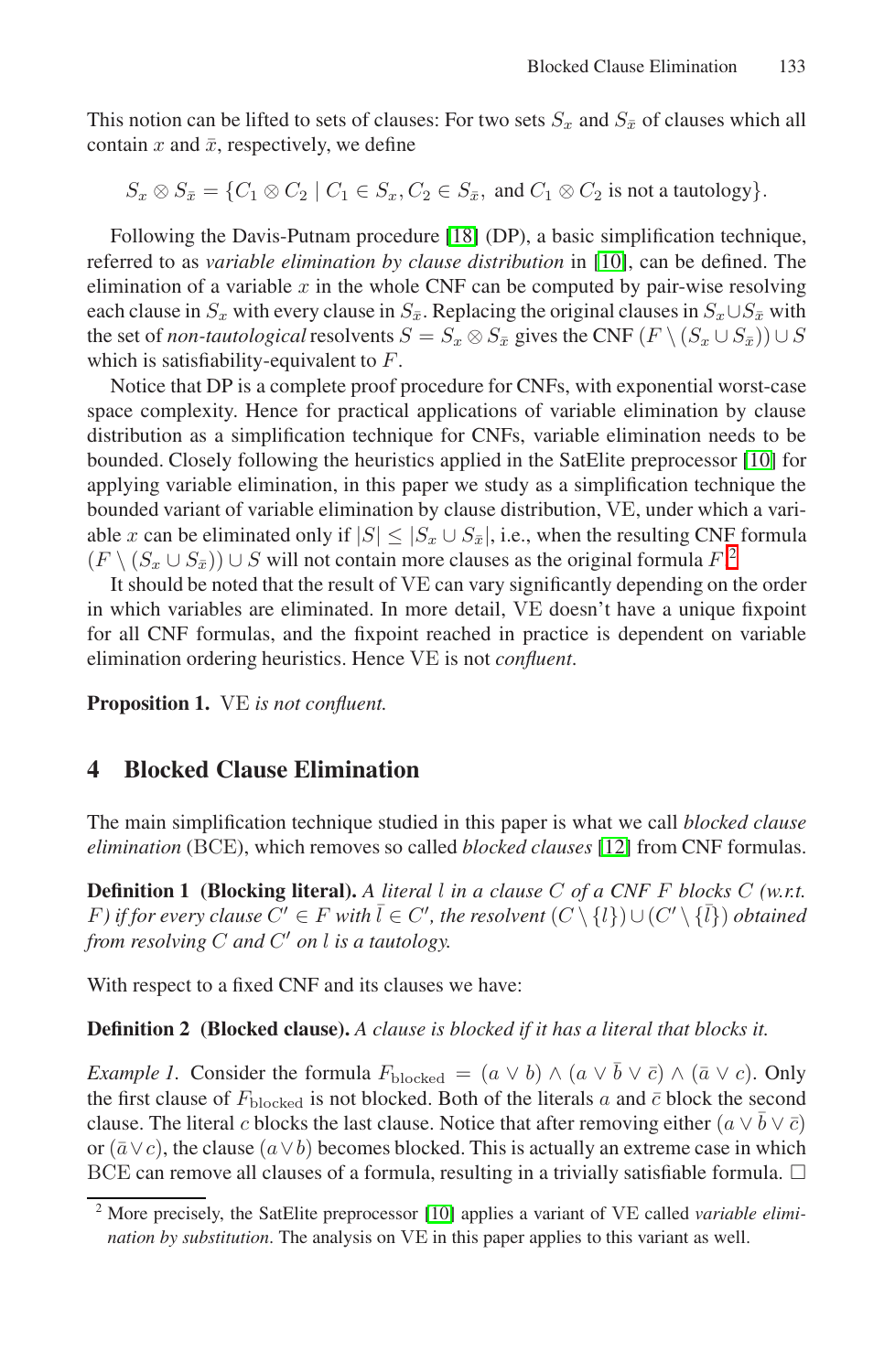This notion can be lifted to sets of clauses: For two sets $S_x$ and $S_{\bar{x}}$ of clauses which all contain $x$ and $\bar{x}$, respectively, we define

$$S_x \otimes S_{\bar{x}} = \{C_1 \otimes C_2 \mid C_1 \in S_x, C_2 \in S_{\bar{x}}, \text{ and } C_1 \otimes C_2 \text{ is not a tautology}\}.$$

Following the Davis-Putnam procedure [18] (DP), a basic simplification technique, referred to as *variable elimination by clause distribution* in [10], can be defined. The elimination of a variable $x$ in the whole CNF can be computed by pair-wise resolving each clause in $S_x$ with every clause in $S_{\bar{x}}$. Replacing the original clauses in $S_x \cup S_{\bar{x}}$ with the set of *non-tautological* resolvents $S = S_x \otimes S_{\bar{x}}$ gives the CNF $(F \setminus (S_x \cup S_{\bar{x}})) \cup S$ which is satisfiability-equivalent to $F$.

Notice that DP is a complete proof procedure for CNFs, with exponential worst-case space complexity. Hence for practical applications of variable elimination by clause distribution as a simplification technique for CNFs, variable elimination needs to be bounded. Closely following the heuristics applied in the SatElite preprocessor [10] for applying variable elimination, in this paper we study as a simplification technique the bounded variant of variable elimination by clause distribution, VE, under which a variable $x$ can be eliminated only if $|S| \leq |S_x \cup S_{\bar{x}}|$, i.e., when the resulting CNF formula $(F \setminus (S_x \cup S_{\bar{x}})) \cup S$ will not contain more clauses as the original formula $F$.[2]

It should be noted that the result of VE can vary significantly depending on the order in which variables are eliminated. In more detail, VE doesn't have a unique fixpoint for all CNF formulas, and the fixpoint reached in practice is dependent on variable elimination ordering heuristics. Hence VE is not *confluent*.

**Proposition 1.** VE *is not confluent.*

## 4 Blocked Clause Elimination

The main simplification technique studied in this paper is what we call *blocked clause elimination* (BCE), which removes so called *blocked clauses* [12] from CNF formulas.

**Definition 1 (Blocking literal).** *A literal $l$ in a clause $C$ of a CNF $F$ blocks $C$ (w.r.t. $F$) if for every clause $C' \in F$ with $\bar{l} \in C'$, the resolvent $(C \setminus \{l\}) \cup (C' \setminus \{\bar{l}\})$ obtained from resolving $C$ and $C'$ on $l$ is a tautology.*

With respect to a fixed CNF and its clauses we have:

**Definition 2 (Blocked clause).** *A clause is blocked if it has a literal that blocks it.*

*Example 1.* Consider the formula $F_{\text{blocked}} = (a \vee b) \wedge (a \vee \bar{b} \vee \bar{c}) \wedge (\bar{a} \vee c)$. Only the first clause of $F_{\text{blocked}}$ is not blocked. Both of the literals $a$ and $\bar{c}$ block the second clause. The literal $c$ blocks the last clause. Notice that after removing either $(a \vee \bar{b} \vee \bar{c})$ or $(\bar{a} \vee c)$, the clause $(a \vee b)$ becomes blocked. This is actually an extreme case in which BCE can remove all clauses of a formula, resulting in a trivially satisfiable formula. □

[2] More precisely, the SatElite preprocessor [10] applies a variant of VE called *variable elimination by substitution*. The analysis on VE in this paper applies to this variant as well.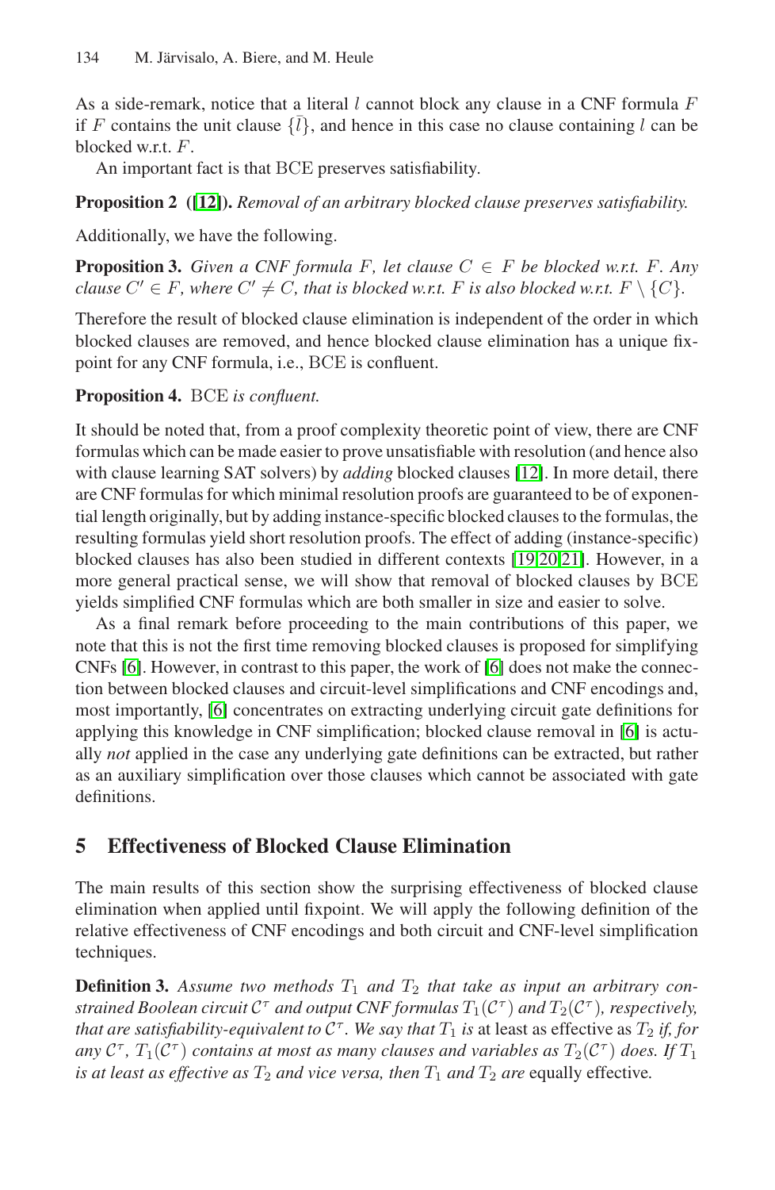As a side-remark, notice that a literal $l$ cannot block any clause in a CNF formula $F$ if $F$ contains the unit clause $\{\bar{l}\}$, and hence in this case no clause containing $l$ can be blocked w.r.t. $F$.

An important fact is that BCE preserves satisfiability.

**Proposition 2 ([12]).** *Removal of an arbitrary blocked clause preserves satisfiability.*

Additionally, we have the following.

**Proposition 3.** *Given a CNF formula $F$, let clause $C \in F$ be blocked w.r.t. $F$. Any clause $C' \in F$, where $C' \neq C$, that is blocked w.r.t. $F$ is also blocked w.r.t. $F \setminus \{C\}$.*

Therefore the result of blocked clause elimination is independent of the order in which blocked clauses are removed, and hence blocked clause elimination has a unique fixpoint for any CNF formula, i.e., BCE is confluent.

**Proposition 4.** BCE *is confluent.*

It should be noted that, from a proof complexity theoretic point of view, there are CNF formulas which can be made easier to prove unsatisfiable with resolution (and hence also with clause learning SAT solvers) by *adding* blocked clauses [12]. In more detail, there are CNF formulas for which minimal resolution proofs are guaranteed to be of exponential length originally, but by adding instance-specific blocked clauses to the formulas, the resulting formulas yield short resolution proofs. The effect of adding (instance-specific) blocked clauses has also been studied in different contexts [19,20,21]. However, in a more general practical sense, we will show that removal of blocked clauses by BCE yields simplified CNF formulas which are both smaller in size and easier to solve.

As a final remark before proceeding to the main contributions of this paper, we note that this is not the first time removing blocked clauses is proposed for simplifying CNFs [6]. However, in contrast to this paper, the work of [6] does not make the connection between blocked clauses and circuit-level simplifications and CNF encodings and, most importantly, [6] concentrates on extracting underlying circuit gate definitions for applying this knowledge in CNF simplification; blocked clause removal in [6] is actually *not* applied in the case any underlying gate definitions can be extracted, but rather as an auxiliary simplification over those clauses which cannot be associated with gate definitions.

## 5 Effectiveness of Blocked Clause Elimination

The main results of this section show the surprising effectiveness of blocked clause elimination when applied until fixpoint. We will apply the following definition of the relative effectiveness of CNF encodings and both circuit and CNF-level simplification techniques.

**Definition 3.** *Assume two methods $T_1$ and $T_2$ that take as input an arbitrary constrained Boolean circuit $\mathcal{C}^\tau$ and output CNF formulas $T_1(\mathcal{C}^\tau)$ and $T_2(\mathcal{C}^\tau)$, respectively, that are satisfiability-equivalent to $\mathcal{C}^\tau$. We say that $T_1$ is* at least as effective as *$T_2$ if, for any $\mathcal{C}^\tau$, $T_1(\mathcal{C}^\tau)$ contains at most as many clauses and variables as $T_2(\mathcal{C}^\tau)$ does. If $T_1$ is at least as effective as $T_2$ and vice versa, then $T_1$ and $T_2$ are* equally effective*.*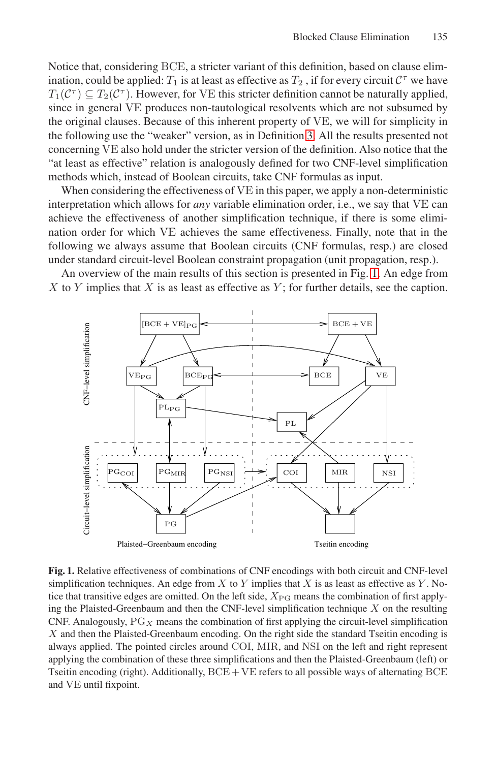Notice that, considering BCE, a stricter variant of this definition, based on clause elimination, could be applied: $T_1$ is at least as effective as $T_2$ , if for every circuit $\mathcal{C}^\tau$ we have $T_1(\mathcal{C}^\tau) \subseteq T_2(\mathcal{C}^\tau)$. However, for VE this stricter definition cannot be naturally applied, since in general VE produces non-tautological resolvents which are not subsumed by the original clauses. Because of this inherent property of VE, we will for simplicity in the following use the "weaker" version, as in Definition 3. All the results presented not concerning VE also hold under the stricter version of the definition. Also notice that the "at least as effective" relation is analogously defined for two CNF-level simplification methods which, instead of Boolean circuits, take CNF formulas as input.

When considering the effectiveness of VE in this paper, we apply a non-deterministic interpretation which allows for *any* variable elimination order, i.e., we say that VE can achieve the effectiveness of another simplification technique, if there is some elimination order for which VE achieves the same effectiveness. Finally, note that in the following we always assume that Boolean circuits (CNF formulas, resp.) are closed under standard circuit-level Boolean constraint propagation (unit propagation, resp.).

An overview of the main results of this section is presented in Fig. 1. An edge from $X$ to $Y$ implies that $X$ is as least as effective as $Y$; for further details, see the caption.

CNF−level simplification

Circuit−level simplification

[BCE + VE]$_{\mathrm{PG}}$

BCE + VE

VE$_{\mathrm{PG}}$

BCE$_{\mathrm{PG}}$

BCE

VE

PL$_{\mathrm{PG}}$

PL

PG$_{\mathrm{COI}}$

PG$_{\mathrm{MIR}}$

PG$_{\mathrm{NSI}}$

COI

MIR

NSI

PG

Plaisted−Greenbaum encoding

Tseitin encoding

**Fig. 1.** Relative effectiveness of combinations of CNF encodings with both circuit and CNF-level simplification techniques. An edge from $X$ to $Y$ implies that $X$ is as least as effective as $Y$. Notice that transitive edges are omitted. On the left side, $X_{\mathrm{PG}}$ means the combination of first applying the Plaisted-Greenbaum and then the CNF-level simplification technique $X$ on the resulting CNF. Analogously, $\mathrm{PG}_X$ means the combination of first applying the circuit-level simplification $X$ and then the Plaisted-Greenbaum encoding. On the right side the standard Tseitin encoding is always applied. The pointed circles around COI, MIR, and NSI on the left and right represent applying the combination of these three simplifications and then the Plaisted-Greenbaum (left) or Tseitin encoding (right). Additionally, BCE + VE refers to all possible ways of alternating BCE and VE until fixpoint.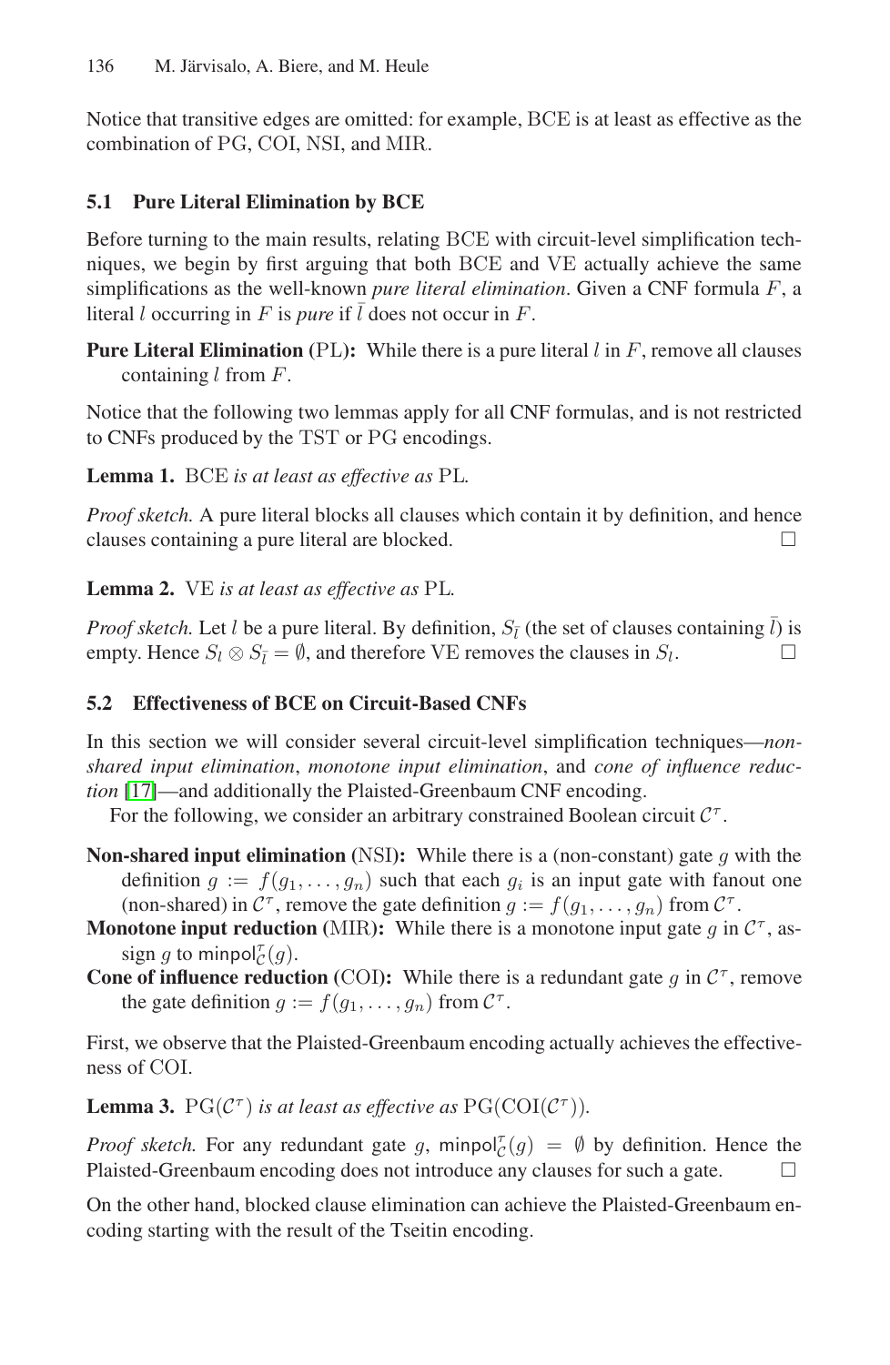Notice that transitive edges are omitted: for example, BCE is at least as effective as the combination of PG, COI, NSI, and MIR.

### 5.1 Pure Literal Elimination by BCE

Before turning to the main results, relating BCE with circuit-level simplification techniques, we begin by first arguing that both BCE and VE actually achieve the same simplifications as the well-known *pure literal elimination*. Given a CNF formula $F$, a literal $l$ occurring in $F$ is *pure* if $\bar{l}$ does not occur in $F$.

**Pure Literal Elimination (PL):** While there is a pure literal $l$ in $F$, remove all clauses containing $l$ from $F$.

Notice that the following two lemmas apply for all CNF formulas, and is not restricted to CNFs produced by the TST or PG encodings.

**Lemma 1.** *BCE is at least as effective as PL.*

*Proof sketch.* A pure literal blocks all clauses which contain it by definition, and hence clauses containing a pure literal are blocked. □

**Lemma 2.** *VE is at least as effective as PL.*

*Proof sketch.* Let $l$ be a pure literal. By definition, $S_{\bar{l}}$ (the set of clauses containing $\bar{l}$) is empty. Hence $S_l \otimes S_{\bar{l}} = \emptyset$, and therefore VE removes the clauses in $S_l$. □

### 5.2 Effectiveness of BCE on Circuit-Based CNFs

In this section we will consider several circuit-level simplification techniques—*non-shared input elimination*, *monotone input elimination*, and *cone of influence reduction* [17]—and additionally the Plaisted-Greenbaum CNF encoding.

For the following, we consider an arbitrary constrained Boolean circuit $\mathcal{C}^\tau$.

**Non-shared input elimination (NSI):** While there is a (non-constant) gate $g$ with the definition $g := f(g_1, \ldots, g_n)$ such that each $g_i$ is an input gate with fanout one (non-shared) in $\mathcal{C}^\tau$, remove the gate definition $g := f(g_1, \ldots, g_n)$ from $\mathcal{C}^\tau$.

**Monotone input reduction (MIR):** While there is a monotone input gate $g$ in $\mathcal{C}^\tau$, assign $g$ to $\mathsf{minpol}^\tau_{\mathcal{C}}(g)$.

**Cone of influence reduction (COI):** While there is a redundant gate $g$ in $\mathcal{C}^\tau$, remove the gate definition $g := f(g_1, \ldots, g_n)$ from $\mathcal{C}^\tau$.

First, we observe that the Plaisted-Greenbaum encoding actually achieves the effectiveness of COI.

**Lemma 3.** *$\mathrm{PG}(\mathcal{C}^\tau)$ is at least as effective as $\mathrm{PG}(\mathrm{COI}(\mathcal{C}^\tau))$.*

*Proof sketch.* For any redundant gate $g$, $\mathsf{minpol}^\tau_{\mathcal{C}}(g) = \emptyset$ by definition. Hence the Plaisted-Greenbaum encoding does not introduce any clauses for such a gate. □

On the other hand, blocked clause elimination can achieve the Plaisted-Greenbaum encoding starting with the result of the Tseitin encoding.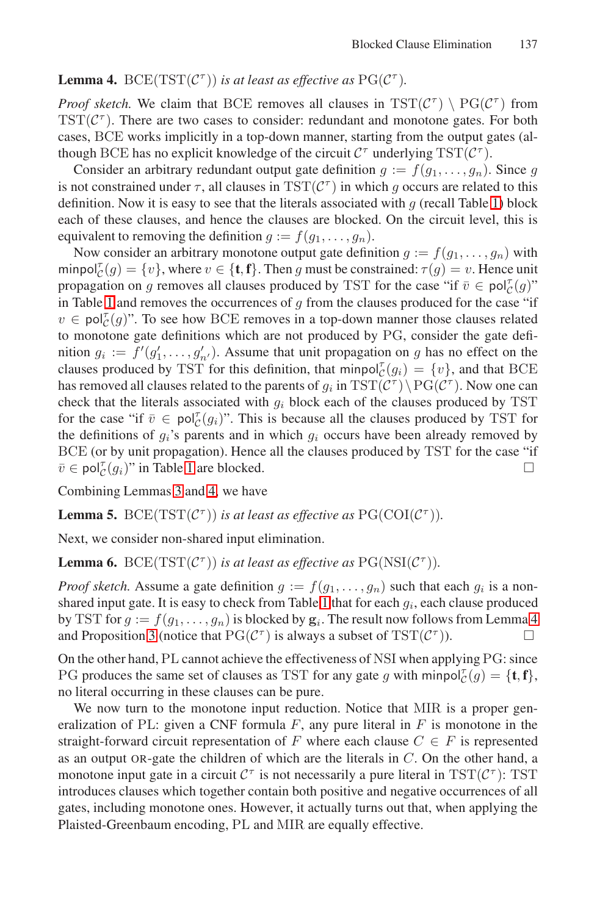**Lemma 4.** $\text{BCE}(\text{TST}(\mathcal{C}^\tau))$ *is at least as effective as* $\text{PG}(\mathcal{C}^\tau)$.

*Proof sketch.* We claim that BCE removes all clauses in $\text{TST}(\mathcal{C}^\tau) \setminus \text{PG}(\mathcal{C}^\tau)$ from $\text{TST}(\mathcal{C}^\tau)$. There are two cases to consider: redundant and monotone gates. For both cases, BCE works implicitly in a top-down manner, starting from the output gates (although BCE has no explicit knowledge of the circuit $\mathcal{C}^\tau$ underlying $\text{TST}(\mathcal{C}^\tau)$.

Consider an arbitrary redundant output gate definition $g := f(g_1, \ldots, g_n)$. Since $g$ is not constrained under $\tau$, all clauses in $\text{TST}(\mathcal{C}^\tau)$ in which $g$ occurs are related to this definition. Now it is easy to see that the literals associated with $g$ (recall Table 1) block each of these clauses, and hence the clauses are blocked. On the circuit level, this is equivalent to removing the definition $g := f(g_1, \ldots, g_n)$.

Now consider an arbitrary monotone output gate definition $g := f(g_1, \ldots, g_n)$ with $\mathsf{minpol}_{\mathcal{C}}^{\tau}(g) = \{v\}$, where $v \in \{\mathbf{t}, \mathbf{f}\}$. Then $g$ must be constrained: $\tau(g) = v$. Hence unit propagation on $g$ removes all clauses produced by TST for the case "if $\bar{v} \in \mathsf{pol}_{\mathcal{C}}^{\tau}(g)$" in Table 1 and removes the occurrences of $g$ from the clauses produced for the case "if $v \in \mathsf{pol}_{\mathcal{C}}^{\tau}(g)$". To see how BCE removes in a top-down manner those clauses related to monotone gate definitions which are not produced by PG, consider the gate definition $g_i := f'(g'_1, \ldots, g'_{n'})$. Assume that unit propagation on $g$ has no effect on the clauses produced by TST for this definition, that $\mathsf{minpol}_{\mathcal{C}}^{\tau}(g_i) = \{v\}$, and that BCE has removed all clauses related to the parents of $g_i$ in $\text{TST}(\mathcal{C}^\tau) \setminus \text{PG}(\mathcal{C}^\tau)$. Now one can check that the literals associated with $g_i$ block each of the clauses produced by TST for the case "if $\bar{v} \in \mathsf{pol}_{\mathcal{C}}^{\tau}(g_i)$". This is because all the clauses produced by TST for the definitions of $g_i$'s parents and in which $g_i$ occurs have been already removed by BCE (or by unit propagation). Hence all the clauses produced by TST for the case "if $\bar{v} \in \mathsf{pol}_{\mathcal{C}}^{\tau}(g_i)$" in Table 1 are blocked. $\square$

Combining Lemmas 3 and 4, we have

**Lemma 5.** $\text{BCE}(\text{TST}(\mathcal{C}^\tau))$ *is at least as effective as* $\text{PG}(\text{COI}(\mathcal{C}^\tau))$.

Next, we consider non-shared input elimination.

**Lemma 6.** $\text{BCE}(\text{TST}(\mathcal{C}^\tau))$ *is at least as effective as* $\text{PG}(\text{NSI}(\mathcal{C}^\tau))$.

*Proof sketch.* Assume a gate definition $g := f(g_1, \ldots, g_n)$ such that each $g_i$ is a non-shared input gate. It is easy to check from Table 1 that for each $g_i$, each clause produced by TST for $g := f(g_1, \ldots, g_n)$ is blocked by $\mathbf{g}_i$. The result now follows from Lemma 4 and Proposition 3 (notice that $\text{PG}(\mathcal{C}^\tau)$ is always a subset of $\text{TST}(\mathcal{C}^\tau)$). $\square$

On the other hand, PL cannot achieve the effectiveness of NSI when applying PG: since PG produces the same set of clauses as TST for any gate $g$ with $\mathsf{minpol}_{\mathcal{C}}^{\tau}(g) = \{\mathbf{t}, \mathbf{f}\}$, no literal occurring in these clauses can be pure.

We now turn to the monotone input reduction. Notice that MIR is a proper generalization of PL: given a CNF formula $F$, any pure literal in $F$ is monotone in the straight-forward circuit representation of $F$ where each clause $C \in F$ is represented as an output OR-gate the children of which are the literals in $C$. On the other hand, a monotone input gate in a circuit $\mathcal{C}^\tau$ is not necessarily a pure literal in $\text{TST}(\mathcal{C}^\tau)$: TST introduces clauses which together contain both positive and negative occurrences of all gates, including monotone ones. However, it actually turns out that, when applying the Plaisted-Greenbaum encoding, PL and MIR are equally effective.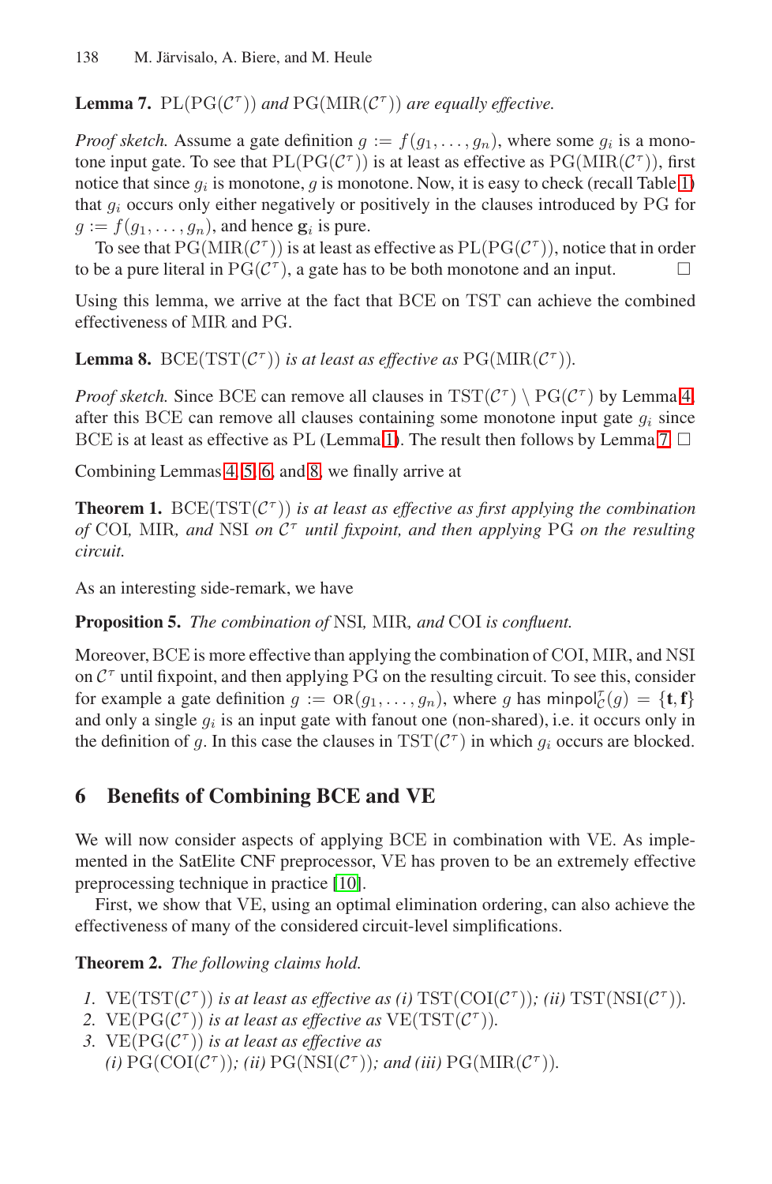**Lemma 7.** $\mathrm{PL}(\mathrm{PG}(\mathcal{C}^\tau))$ *and* $\mathrm{PG}(\mathrm{MIR}(\mathcal{C}^\tau))$ *are equally effective.*

*Proof sketch.* Assume a gate definition $g := f(g_1, \ldots, g_n)$, where some $g_i$ is a monotone input gate. To see that $\mathrm{PL}(\mathrm{PG}(\mathcal{C}^\tau))$ is at least as effective as $\mathrm{PG}(\mathrm{MIR}(\mathcal{C}^\tau))$, first notice that since $g_i$ is monotone, $g$ is monotone. Now, it is easy to check (recall Table 1) that $g_i$ occurs only either negatively or positively in the clauses introduced by PG for $g := f(g_1, \ldots, g_n)$, and hence $\mathbf{g}_i$ is pure.

To see that $\mathrm{PG}(\mathrm{MIR}(\mathcal{C}^\tau))$ is at least as effective as $\mathrm{PL}(\mathrm{PG}(\mathcal{C}^\tau))$, notice that in order to be a pure literal in $\mathrm{PG}(\mathcal{C}^\tau)$, a gate has to be both monotone and an input. □

Using this lemma, we arrive at the fact that BCE on TST can achieve the combined effectiveness of MIR and PG.

**Lemma 8.** $\mathrm{BCE}(\mathrm{TST}(\mathcal{C}^\tau))$ *is at least as effective as* $\mathrm{PG}(\mathrm{MIR}(\mathcal{C}^\tau))$.

*Proof sketch.* Since BCE can remove all clauses in $\mathrm{TST}(\mathcal{C}^\tau) \setminus \mathrm{PG}(\mathcal{C}^\tau)$ by Lemma 4, after this BCE can remove all clauses containing some monotone input gate $g_i$ since BCE is at least as effective as PL (Lemma 1). The result then follows by Lemma 7. □

Combining Lemmas 4, 5, 6, and 8, we finally arrive at

**Theorem 1.** $\mathrm{BCE}(\mathrm{TST}(\mathcal{C}^\tau))$ *is at least as effective as first applying the combination of* COI, MIR, *and* NSI *on* $\mathcal{C}^\tau$ *until fixpoint, and then applying* PG *on the resulting circuit.*

As an interesting side-remark, we have

**Proposition 5.** *The combination of* NSI, MIR, *and* COI *is confluent.*

Moreover, BCE is more effective than applying the combination of COI, MIR, and NSI on $\mathcal{C}^\tau$ until fixpoint, and then applying PG on the resulting circuit. To see this, consider for example a gate definition $g := \text{OR}(g_1, \ldots, g_n)$, where $g$ has $\mathsf{minpol}^\tau_{\mathcal{C}}(g) = \{\mathbf{t}, \mathbf{f}\}$ and only a single $g_i$ is an input gate with fanout one (non-shared), i.e. it occurs only in the definition of $g$. In this case the clauses in $\mathrm{TST}(\mathcal{C}^\tau)$ in which $g_i$ occurs are blocked.

## 6 Benefits of Combining BCE and VE

We will now consider aspects of applying BCE in combination with VE. As implemented in the SatElite CNF preprocessor, VE has proven to be an extremely effective preprocessing technique in practice [10].

First, we show that VE, using an optimal elimination ordering, can also achieve the effectiveness of many of the considered circuit-level simplifications.

**Theorem 2.** *The following claims hold.*

1. $\mathrm{VE}(\mathrm{TST}(\mathcal{C}^\tau))$ *is at least as effective as (i)* $\mathrm{TST}(\mathrm{COI}(\mathcal{C}^\tau))$*; (ii)* $\mathrm{TST}(\mathrm{NSI}(\mathcal{C}^\tau))$.
2. $\mathrm{VE}(\mathrm{PG}(\mathcal{C}^\tau))$ *is at least as effective as* $\mathrm{VE}(\mathrm{TST}(\mathcal{C}^\tau))$.
3. $\mathrm{VE}(\mathrm{PG}(\mathcal{C}^\tau))$ *is at least as effective as* *(i)* $\mathrm{PG}(\mathrm{COI}(\mathcal{C}^\tau))$*; (ii)* $\mathrm{PG}(\mathrm{NSI}(\mathcal{C}^\tau))$*; and (iii)* $\mathrm{PG}(\mathrm{MIR}(\mathcal{C}^\tau))$.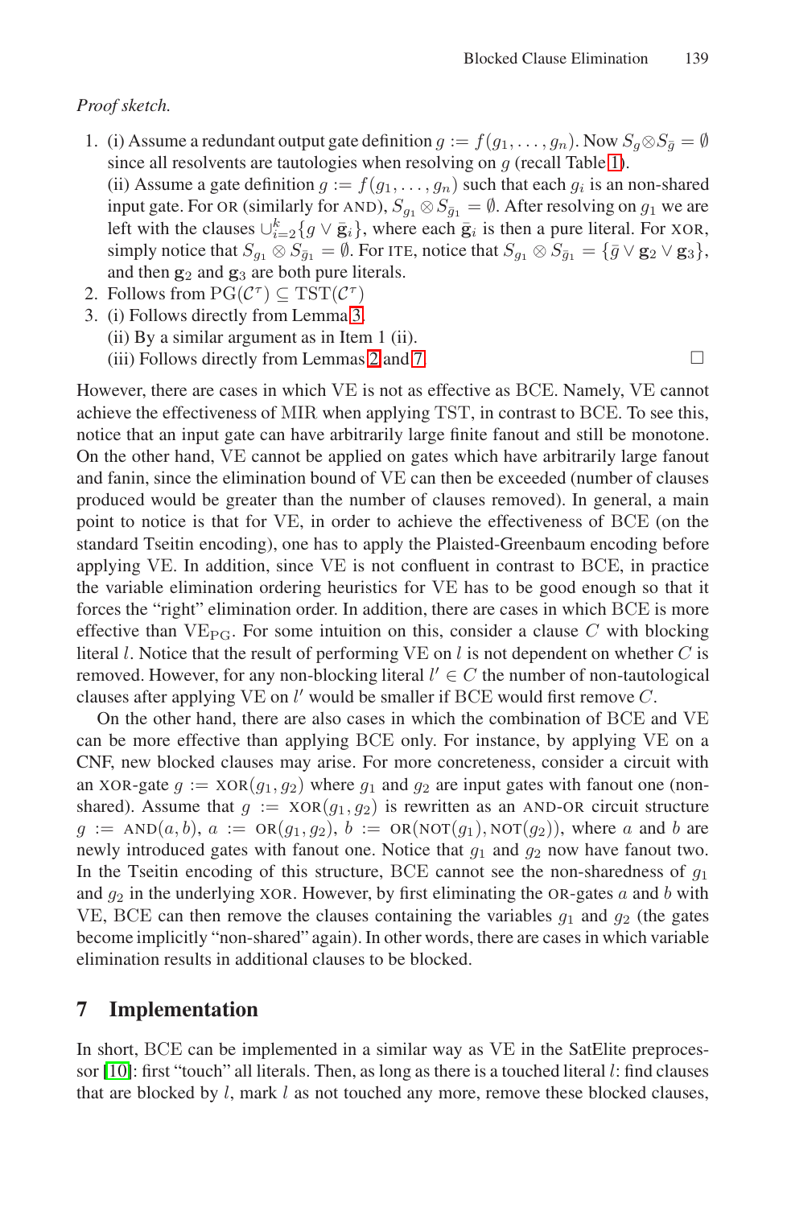*Proof sketch.*

1. (i) Assume a redundant output gate definition $g := f(g_1, \ldots, g_n)$. Now $S_g \otimes S_{\bar{g}} = \emptyset$ since all resolvents are tautologies when resolving on $g$ (recall Table 1).
   (ii) Assume a gate definition $g := f(g_1, \ldots, g_n)$ such that each $g_i$ is an non-shared input gate. For OR (similarly for AND), $S_{g_1} \otimes S_{\bar{g}_1} = \emptyset$. After resolving on $g_1$ we are left with the clauses $\cup_{i=2}^{k} \{g \vee \bar{\mathbf{g}}_i\}$, where each $\bar{\mathbf{g}}_i$ is then a pure literal. For XOR, simply notice that $S_{g_1} \otimes S_{\bar{g}_1} = \emptyset$. For ITE, notice that $S_{g_1} \otimes S_{\bar{g}_1} = \{\bar{g} \vee \mathbf{g}_2 \vee \mathbf{g}_3\}$, and then $\mathbf{g}_2$ and $\mathbf{g}_3$ are both pure literals.
2. Follows from $\mathrm{PG}(\mathcal{C}^\tau) \subseteq \mathrm{TST}(\mathcal{C}^\tau)$
3. (i) Follows directly from Lemma 3.
   (ii) By a similar argument as in Item 1 (ii).
   (iii) Follows directly from Lemmas 2 and 7. □

However, there are cases in which VE is not as effective as BCE. Namely, VE cannot achieve the effectiveness of MIR when applying TST, in contrast to BCE. To see this, notice that an input gate can have arbitrarily large finite fanout and still be monotone. On the other hand, VE cannot be applied on gates which have arbitrarily large fanout and fanin, since the elimination bound of VE can then be exceeded (number of clauses produced would be greater than the number of clauses removed). In general, a main point to notice is that for VE, in order to achieve the effectiveness of BCE (on the standard Tseitin encoding), one has to apply the Plaisted-Greenbaum encoding before applying VE. In addition, since VE is not confluent in contrast to BCE, in practice the variable elimination ordering heuristics for VE has to be good enough so that it forces the "right" elimination order. In addition, there are cases in which BCE is more effective than $\mathrm{VE}_{\mathrm{PG}}$. For some intuition on this, consider a clause $C$ with blocking literal $l$. Notice that the result of performing VE on $l$ is not dependent on whether $C$ is removed. However, for any non-blocking literal $l' \in C$ the number of non-tautological clauses after applying VE on $l'$ would be smaller if BCE would first remove $C$.

On the other hand, there are also cases in which the combination of BCE and VE can be more effective than applying BCE only. For instance, by applying VE on a CNF, new blocked clauses may arise. For more concreteness, consider a circuit with an XOR-gate $g := \mathrm{XOR}(g_1, g_2)$ where $g_1$ and $g_2$ are input gates with fanout one (non-shared). Assume that $g := \mathrm{XOR}(g_1, g_2)$ is rewritten as an AND-OR circuit structure $g := \mathrm{AND}(a, b)$, $a := \mathrm{OR}(g_1, g_2)$, $b := \mathrm{OR}(\mathrm{NOT}(g_1), \mathrm{NOT}(g_2))$, where $a$ and $b$ are newly introduced gates with fanout one. Notice that $g_1$ and $g_2$ now have fanout two. In the Tseitin encoding of this structure, BCE cannot see the non-sharedness of $g_1$ and $g_2$ in the underlying XOR. However, by first eliminating the OR-gates $a$ and $b$ with VE, BCE can then remove the clauses containing the variables $g_1$ and $g_2$ (the gates become implicitly "non-shared" again). In other words, there are cases in which variable elimination results in additional clauses to be blocked.

## 7 Implementation

In short, BCE can be implemented in a similar way as VE in the SatElite preprocessor [10]: first "touch" all literals. Then, as long as there is a touched literal $l$: find clauses that are blocked by $l$, mark $l$ as not touched any more, remove these blocked clauses,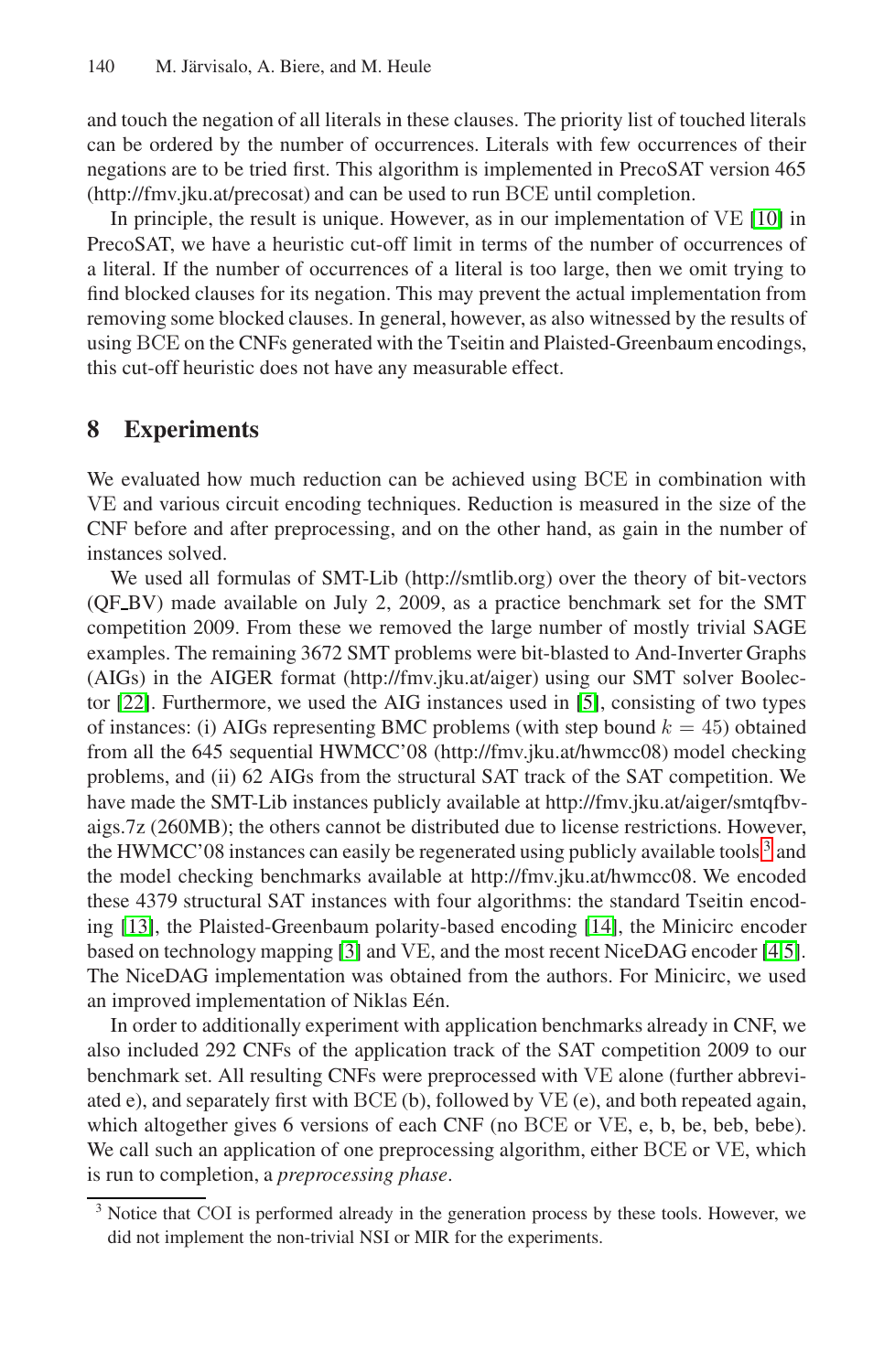and touch the negation of all literals in these clauses. The priority list of touched literals can be ordered by the number of occurrences. Literals with few occurrences of their negations are to be tried first. This algorithm is implemented in PrecoSAT version 465 (http://fmv.jku.at/precosat) and can be used to run BCE until completion.

In principle, the result is unique. However, as in our implementation of VE [10] in PrecoSAT, we have a heuristic cut-off limit in terms of the number of occurrences of a literal. If the number of occurrences of a literal is too large, then we omit trying to find blocked clauses for its negation. This may prevent the actual implementation from removing some blocked clauses. In general, however, as also witnessed by the results of using BCE on the CNFs generated with the Tseitin and Plaisted-Greenbaum encodings, this cut-off heuristic does not have any measurable effect.

## 8 Experiments

We evaluated how much reduction can be achieved using BCE in combination with VE and various circuit encoding techniques. Reduction is measured in the size of the CNF before and after preprocessing, and on the other hand, as gain in the number of instances solved.

We used all formulas of SMT-Lib (http://smtlib.org) over the theory of bit-vectors (QF_BV) made available on July 2, 2009, as a practice benchmark set for the SMT competition 2009. From these we removed the large number of mostly trivial SAGE examples. The remaining 3672 SMT problems were bit-blasted to And-Inverter Graphs (AIGs) in the AIGER format (http://fmv.jku.at/aiger) using our SMT solver Boolector [22]. Furthermore, we used the AIG instances used in [5], consisting of two types of instances: (i) AIGs representing BMC problems (with step bound $k = 45$) obtained from all the 645 sequential HWMCC'08 (http://fmv.jku.at/hwmcc08) model checking problems, and (ii) 62 AIGs from the structural SAT track of the SAT competition. We have made the SMT-Lib instances publicly available at http://fmv.jku.at/aiger/smtqfbv-aigs.7z (260MB); the others cannot be distributed due to license restrictions. However, the HWMCC'08 instances can easily be regenerated using publicly available tools[3] and the model checking benchmarks available at http://fmv.jku.at/hwmcc08. We encoded these 4379 structural SAT instances with four algorithms: the standard Tseitin encoding [13], the Plaisted-Greenbaum polarity-based encoding [14], the Minicirc encoder based on technology mapping [3] and VE, and the most recent NiceDAG encoder [4,5]. The NiceDAG implementation was obtained from the authors. For Minicirc, we used an improved implementation of Niklas Eén.

In order to additionally experiment with application benchmarks already in CNF, we also included 292 CNFs of the application track of the SAT competition 2009 to our benchmark set. All resulting CNFs were preprocessed with VE alone (further abbreviated e), and separately first with BCE (b), followed by VE (e), and both repeated again, which altogether gives 6 versions of each CNF (no BCE or VE, e, b, be, beb, bebe). We call such an application of one preprocessing algorithm, either BCE or VE, which is run to completion, a *preprocessing phase*.

[3] Notice that COI is performed already in the generation process by these tools. However, we did not implement the non-trivial NSI or MIR for the experiments.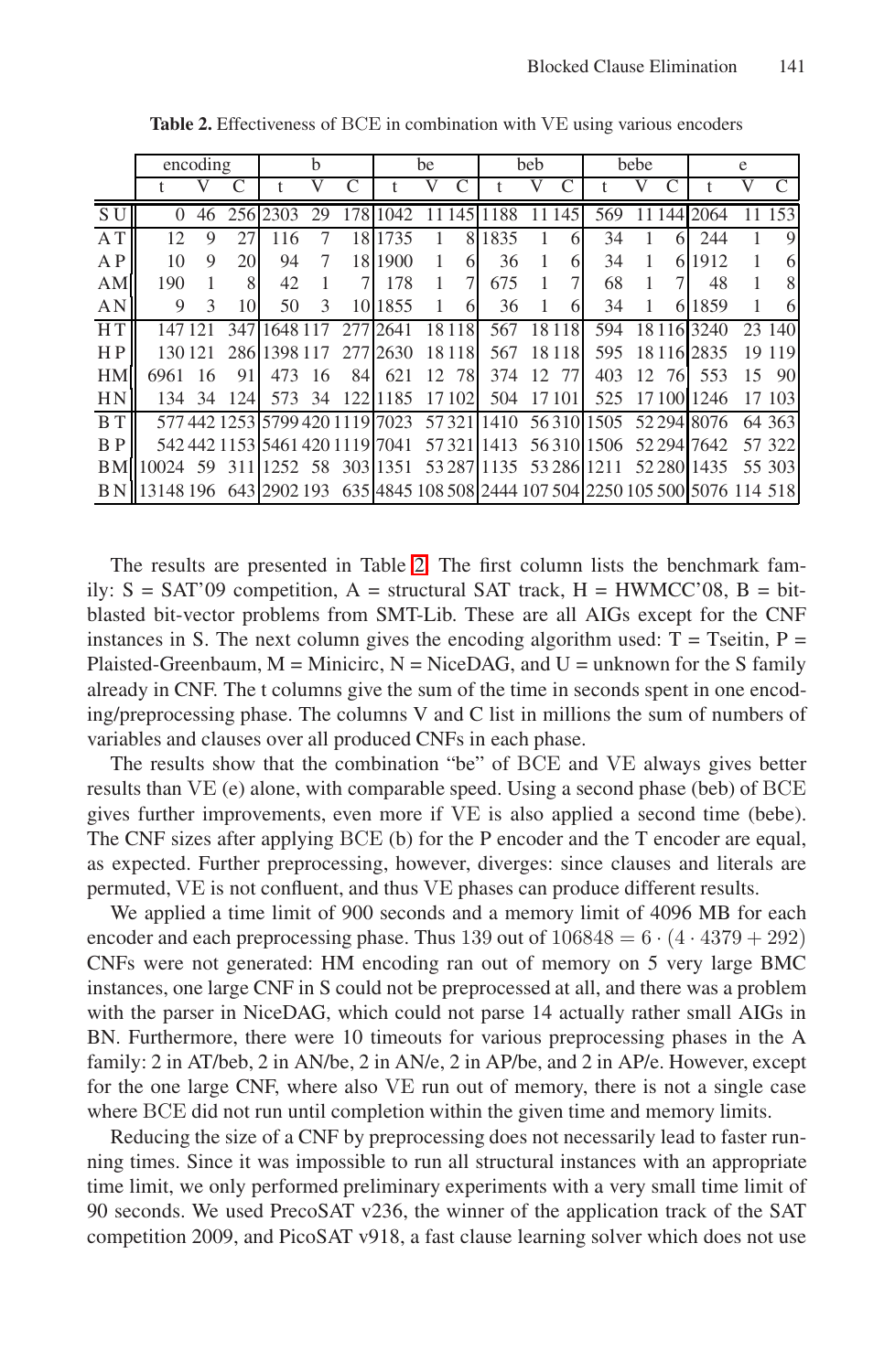**Table 2.** Effectiveness of BCE in combination with VE using various encoders

| | encoding | | | b | | | be | | | beb | | | bebe | | | e | | |
|---|---|---|---|---|---|---|---|---|---|---|---|---|---|---|---|---|---|---|
| | t | V | C | t | V | C | t | V | C | t | V | C | t | V | C | t | V | C |
| S U | 0 | 46 | 256 | 2303 | 29 | 178 | 1042 | 11 | 145 | 1188 | 11 | 145 | 569 | 11 | 144 | 2064 | 11 | 153 |
| A T | 12 | 9 | 27 | 116 | 7 | 18 | 1735 | 1 | 8 | 1835 | 1 | 6 | 34 | 1 | 6 | 244 | 1 | 9 |
| A P | 10 | 9 | 20 | 94 | 7 | 18 | 1900 | 1 | 6 | 36 | 1 | 6 | 34 | 1 | 6 | 1912 | 1 | 6 |
| AM | 190 | 1 | 8 | 42 | 1 | 7 | 178 | 1 | 7 | 675 | 1 | 7 | 68 | 1 | 7 | 48 | 1 | 8 |
| A N | 9 | 3 | 10 | 50 | 3 | 10 | 1855 | 1 | 6 | 36 | 1 | 6 | 34 | 1 | 6 | 1859 | 1 | 6 |
| H T | 147 | 121 | 347 | 1648 | 117 | 277 | 2641 | 18 | 118 | 567 | 18 | 118 | 594 | 18 | 116 | 3240 | 23 | 140 |
| H P | 130 | 121 | 286 | 1398 | 117 | 277 | 2630 | 18 | 118 | 567 | 18 | 118 | 595 | 18 | 116 | 2835 | 19 | 119 |
| HM | 6961 | 16 | 91 | 473 | 16 | 84 | 621 | 12 | 78 | 374 | 12 | 77 | 403 | 12 | 76 | 553 | 15 | 90 |
| H N | 134 | 34 | 124 | 573 | 34 | 122 | 1185 | 17 | 102 | 504 | 17 | 101 | 525 | 17 | 100 | 1246 | 17 | 103 |
| B T | 577 | 442 | 1253 | 5799 | 420 | 1119 | 7023 | 57 | 321 | 1410 | 56 | 310 | 1505 | 52 | 294 | 8076 | 64 | 363 |
| B P | 542 | 442 | 1153 | 5461 | 420 | 1119 | 7041 | 57 | 321 | 1413 | 56 | 310 | 1506 | 52 | 294 | 7642 | 57 | 322 |
| BM | 10024 | 59 | 311 | 1252 | 58 | 303 | 1351 | 53 | 287 | 1135 | 53 | 286 | 1211 | 52 | 280 | 1435 | 55 | 303 |
| B N | 13148 | 196 | 643 | 2902 | 193 | 635 | 4845 | 108 | 508 | 2444 | 107 | 504 | 2250 | 105 | 500 | 5076 | 114 | 518 |

The results are presented in Table 2. The first column lists the benchmark family: S = SAT'09 competition, A = structural SAT track, H = HWMCC'08, B = bit-blasted bit-vector problems from SMT-Lib. These are all AIGs except for the CNF instances in S. The next column gives the encoding algorithm used: T = Tseitin, P = Plaisted-Greenbaum, M = Minicirc, N = NiceDAG, and U = unknown for the S family already in CNF. The t columns give the sum of the time in seconds spent in one encoding/preprocessing phase. The columns V and C list in millions the sum of numbers of variables and clauses over all produced CNFs in each phase.

The results show that the combination "be" of BCE and VE always gives better results than VE (e) alone, with comparable speed. Using a second phase (beb) of BCE gives further improvements, even more if VE is also applied a second time (bebe). The CNF sizes after applying BCE (b) for the P encoder and the T encoder are equal, as expected. Further preprocessing, however, diverges: since clauses and literals are permuted, VE is not confluent, and thus VE phases can produce different results.

We applied a time limit of 900 seconds and a memory limit of 4096 MB for each encoder and each preprocessing phase. Thus 139 out of $106848 = 6 \cdot (4 \cdot 4379 + 292)$ CNFs were not generated: HM encoding ran out of memory on 5 very large BMC instances, one large CNF in S could not be preprocessed at all, and there was a problem with the parser in NiceDAG, which could not parse 14 actually rather small AIGs in BN. Furthermore, there were 10 timeouts for various preprocessing phases in the A family: 2 in AT/beb, 2 in AN/be, 2 in AN/e, 2 in AP/be, and 2 in AP/e. However, except for the one large CNF, where also VE run out of memory, there is not a single case where BCE did not run until completion within the given time and memory limits.

Reducing the size of a CNF by preprocessing does not necessarily lead to faster running times. Since it was impossible to run all structural instances with an appropriate time limit, we only performed preliminary experiments with a very small time limit of 90 seconds. We used PrecoSAT v236, the winner of the application track of the SAT competition 2009, and PicoSAT v918, a fast clause learning solver which does not use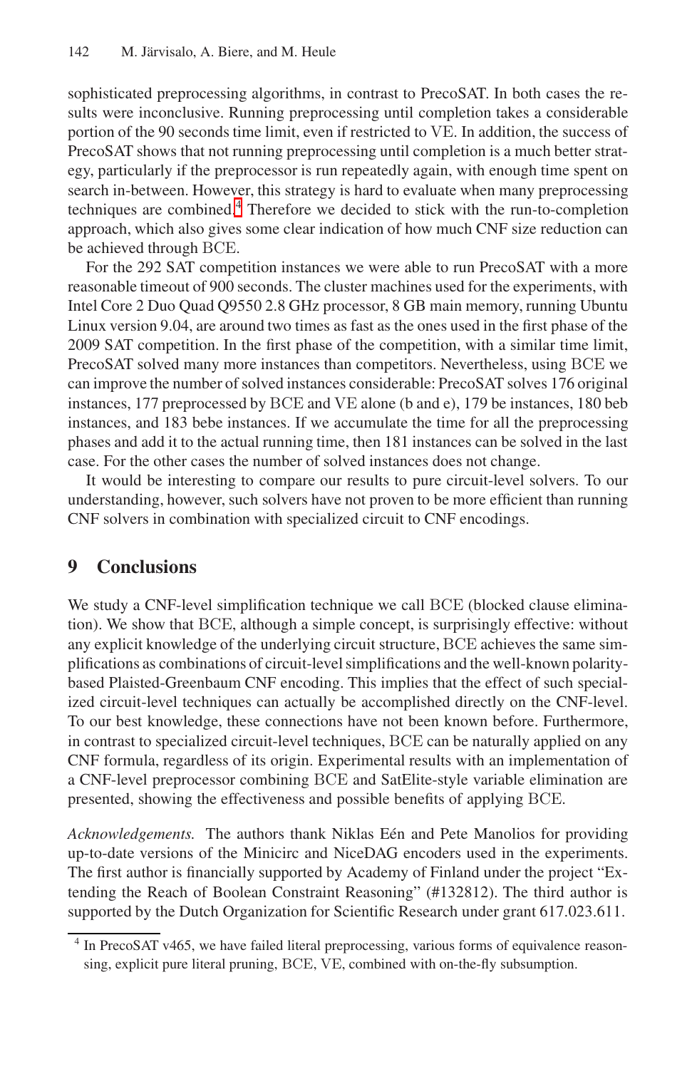sophisticated preprocessing algorithms, in contrast to PrecoSAT. In both cases the results were inconclusive. Running preprocessing until completion takes a considerable portion of the 90 seconds time limit, even if restricted to VE. In addition, the success of PrecoSAT shows that not running preprocessing until completion is a much better strategy, particularly if the preprocessor is run repeatedly again, with enough time spent on search in-between. However, this strategy is hard to evaluate when many preprocessing techniques are combined.[4] Therefore we decided to stick with the run-to-completion approach, which also gives some clear indication of how much CNF size reduction can be achieved through BCE.

For the 292 SAT competition instances we were able to run PrecoSAT with a more reasonable timeout of 900 seconds. The cluster machines used for the experiments, with Intel Core 2 Duo Quad Q9550 2.8 GHz processor, 8 GB main memory, running Ubuntu Linux version 9.04, are around two times as fast as the ones used in the first phase of the 2009 SAT competition. In the first phase of the competition, with a similar time limit, PrecoSAT solved many more instances than competitors. Nevertheless, using BCE we can improve the number of solved instances considerable: PrecoSAT solves 176 original instances, 177 preprocessed by BCE and VE alone (b and e), 179 be instances, 180 beb instances, and 183 bebe instances. If we accumulate the time for all the preprocessing phases and add it to the actual running time, then 181 instances can be solved in the last case. For the other cases the number of solved instances does not change.

It would be interesting to compare our results to pure circuit-level solvers. To our understanding, however, such solvers have not proven to be more efficient than running CNF solvers in combination with specialized circuit to CNF encodings.

## 9 Conclusions

We study a CNF-level simplification technique we call BCE (blocked clause elimination). We show that BCE, although a simple concept, is surprisingly effective: without any explicit knowledge of the underlying circuit structure, BCE achieves the same simplifications as combinations of circuit-level simplifications and the well-known polarity-based Plaisted-Greenbaum CNF encoding. This implies that the effect of such specialized circuit-level techniques can actually be accomplished directly on the CNF-level. To our best knowledge, these connections have not been known before. Furthermore, in contrast to specialized circuit-level techniques, BCE can be naturally applied on any CNF formula, regardless of its origin. Experimental results with an implementation of a CNF-level preprocessor combining BCE and SatElite-style variable elimination are presented, showing the effectiveness and possible benefits of applying BCE.

*Acknowledgements.* The authors thank Niklas Eén and Pete Manolios for providing up-to-date versions of the Minicirc and NiceDAG encoders used in the experiments. The first author is financially supported by Academy of Finland under the project "Extending the Reach of Boolean Constraint Reasoning" (#132812). The third author is supported by the Dutch Organization for Scientific Research under grant 617.023.611.

[4] In PrecoSAT v465, we have failed literal preprocessing, various forms of equivalence reasonsing, explicit pure literal pruning, BCE, VE, combined with on-the-fly subsumption.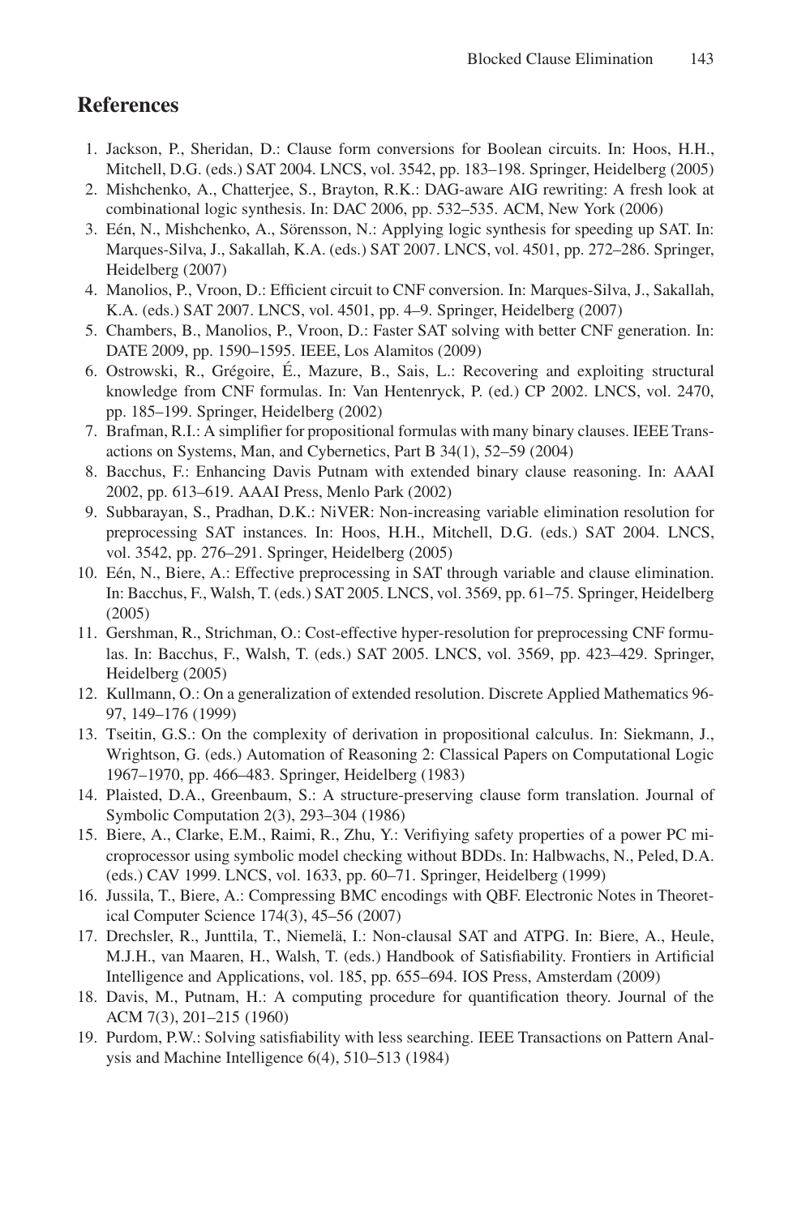## References

1. Jackson, P., Sheridan, D.: Clause form conversions for Boolean circuits. In: Hoos, H.H., Mitchell, D.G. (eds.) SAT 2004. LNCS, vol. 3542, pp. 183–198. Springer, Heidelberg (2005)
2. Mishchenko, A., Chatterjee, S., Brayton, R.K.: DAG-aware AIG rewriting: A fresh look at combinational logic synthesis. In: DAC 2006, pp. 532–535. ACM, New York (2006)
3. Eén, N., Mishchenko, A., Sörensson, N.: Applying logic synthesis for speeding up SAT. In: Marques-Silva, J., Sakallah, K.A. (eds.) SAT 2007. LNCS, vol. 4501, pp. 272–286. Springer, Heidelberg (2007)
4. Manolios, P., Vroon, D.: Efficient circuit to CNF conversion. In: Marques-Silva, J., Sakallah, K.A. (eds.) SAT 2007. LNCS, vol. 4501, pp. 4–9. Springer, Heidelberg (2007)
5. Chambers, B., Manolios, P., Vroon, D.: Faster SAT solving with better CNF generation. In: DATE 2009, pp. 1590–1595. IEEE, Los Alamitos (2009)
6. Ostrowski, R., Grégoire, É., Mazure, B., Sais, L.: Recovering and exploiting structural knowledge from CNF formulas. In: Van Hentenryck, P. (ed.) CP 2002. LNCS, vol. 2470, pp. 185–199. Springer, Heidelberg (2002)
7. Brafman, R.I.: A simplifier for propositional formulas with many binary clauses. IEEE Transactions on Systems, Man, and Cybernetics, Part B 34(1), 52–59 (2004)
8. Bacchus, F.: Enhancing Davis Putnam with extended binary clause reasoning. In: AAAI 2002, pp. 613–619. AAAI Press, Menlo Park (2002)
9. Subbarayan, S., Pradhan, D.K.: NiVER: Non-increasing variable elimination resolution for preprocessing SAT instances. In: Hoos, H.H., Mitchell, D.G. (eds.) SAT 2004. LNCS, vol. 3542, pp. 276–291. Springer, Heidelberg (2005)
10. Eén, N., Biere, A.: Effective preprocessing in SAT through variable and clause elimination. In: Bacchus, F., Walsh, T. (eds.) SAT 2005. LNCS, vol. 3569, pp. 61–75. Springer, Heidelberg (2005)
11. Gershman, R., Strichman, O.: Cost-effective hyper-resolution for preprocessing CNF formulas. In: Bacchus, F., Walsh, T. (eds.) SAT 2005. LNCS, vol. 3569, pp. 423–429. Springer, Heidelberg (2005)
12. Kullmann, O.: On a generalization of extended resolution. Discrete Applied Mathematics 96-97, 149–176 (1999)
13. Tseitin, G.S.: On the complexity of derivation in propositional calculus. In: Siekmann, J., Wrightson, G. (eds.) Automation of Reasoning 2: Classical Papers on Computational Logic 1967–1970, pp. 466–483. Springer, Heidelberg (1983)
14. Plaisted, D.A., Greenbaum, S.: A structure-preserving clause form translation. Journal of Symbolic Computation 2(3), 293–304 (1986)
15. Biere, A., Clarke, E.M., Raimi, R., Zhu, Y.: Verifiying safety properties of a power PC microprocessor using symbolic model checking without BDDs. In: Halbwachs, N., Peled, D.A. (eds.) CAV 1999. LNCS, vol. 1633, pp. 60–71. Springer, Heidelberg (1999)
16. Jussila, T., Biere, A.: Compressing BMC encodings with QBF. Electronic Notes in Theoretical Computer Science 174(3), 45–56 (2007)
17. Drechsler, R., Junttila, T., Niemelä, I.: Non-clausal SAT and ATPG. In: Biere, A., Heule, M.J.H., van Maaren, H., Walsh, T. (eds.) Handbook of Satisfiability. Frontiers in Artificial Intelligence and Applications, vol. 185, pp. 655–694. IOS Press, Amsterdam (2009)
18. Davis, M., Putnam, H.: A computing procedure for quantification theory. Journal of the ACM 7(3), 201–215 (1960)
19. Purdom, P.W.: Solving satisfiability with less searching. IEEE Transactions on Pattern Analysis and Machine Intelligence 6(4), 510–513 (1984)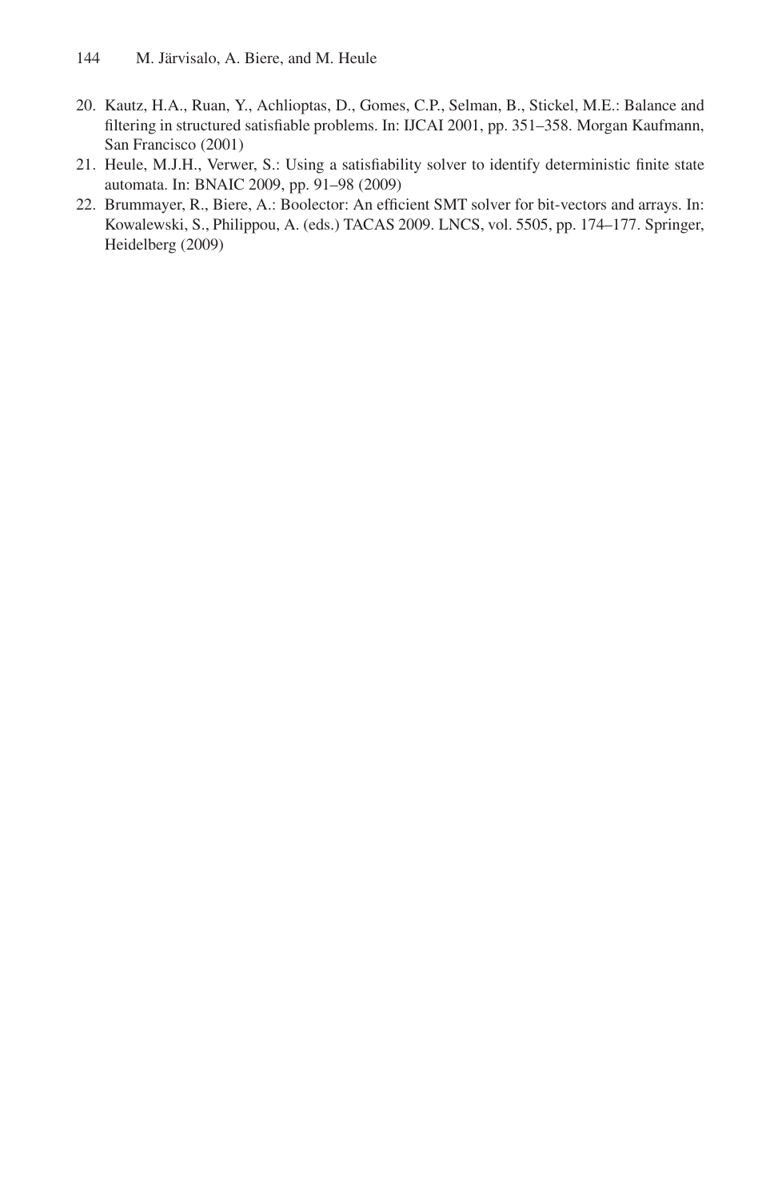20. Kautz, H.A., Ruan, Y., Achlioptas, D., Gomes, C.P., Selman, B., Stickel, M.E.: Balance and filtering in structured satisfiable problems. In: IJCAI 2001, pp. 351–358. Morgan Kaufmann, San Francisco (2001)
21. Heule, M.J.H., Verwer, S.: Using a satisfiability solver to identify deterministic finite state automata. In: BNAIC 2009, pp. 91–98 (2009)
22. Brummayer, R., Biere, A.: Boolector: An efficient SMT solver for bit-vectors and arrays. In: Kowalewski, S., Philippou, A. (eds.) TACAS 2009. LNCS, vol. 5505, pp. 174–177. Springer, Heidelberg (2009)